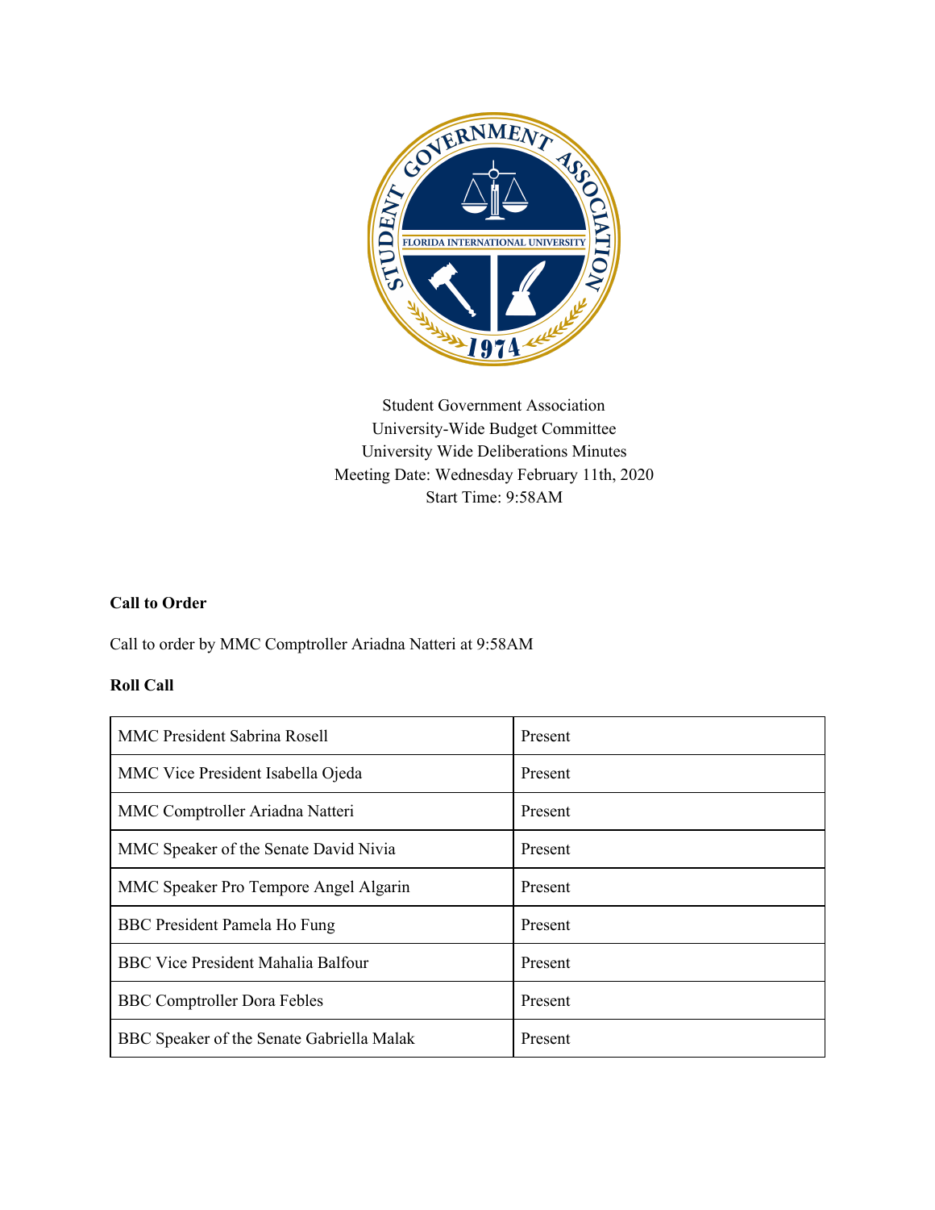Student Government Association
University-Wide Budget Committee
University Wide Deliberations Minutes
Meeting Date: Wednesday February 11th, 2020
Start Time: 9:58AM

**Call to Order**

Call to order by MMC Comptroller Ariadna Natteri at 9:58AM

**Roll Call**

| | |
|---|---|
| MMC President Sabrina Rosell | Present |
| MMC Vice President Isabella Ojeda | Present |
| MMC Comptroller Ariadna Natteri | Present |
| MMC Speaker of the Senate David Nivia | Present |
| MMC Speaker Pro Tempore Angel Algarin | Present |
| BBC President Pamela Ho Fung | Present |
| BBC Vice President Mahalia Balfour | Present |
| BBC Comptroller Dora Febles | Present |
| BBC Speaker of the Senate Gabriella Malak | Present |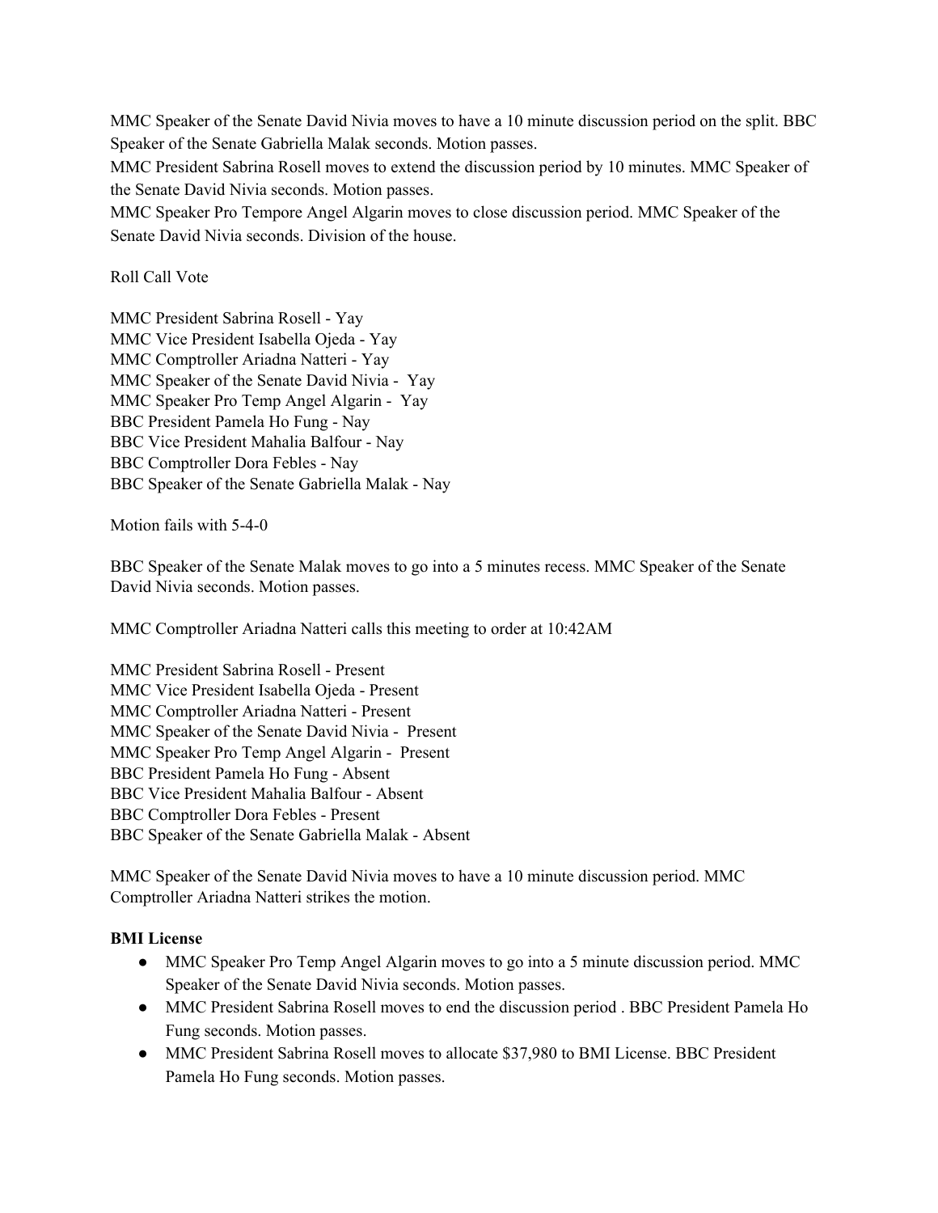MMC Speaker of the Senate David Nivia moves to have a 10 minute discussion period on the split. BBC Speaker of the Senate Gabriella Malak seconds. Motion passes.

MMC President Sabrina Rosell moves to extend the discussion period by 10 minutes. MMC Speaker of the Senate David Nivia seconds. Motion passes.

MMC Speaker Pro Tempore Angel Algarin moves to close discussion period. MMC Speaker of the Senate David Nivia seconds. Division of the house.

Roll Call Vote

MMC President Sabrina Rosell - Yay
MMC Vice President Isabella Ojeda - Yay
MMC Comptroller Ariadna Natteri - Yay
MMC Speaker of the Senate David Nivia - Yay
MMC Speaker Pro Temp Angel Algarin - Yay
BBC President Pamela Ho Fung - Nay
BBC Vice President Mahalia Balfour - Nay
BBC Comptroller Dora Febles - Nay
BBC Speaker of the Senate Gabriella Malak - Nay

Motion fails with 5-4-0

BBC Speaker of the Senate Malak moves to go into a 5 minutes recess. MMC Speaker of the Senate David Nivia seconds. Motion passes.

MMC Comptroller Ariadna Natteri calls this meeting to order at 10:42AM

MMC President Sabrina Rosell - Present
MMC Vice President Isabella Ojeda - Present
MMC Comptroller Ariadna Natteri - Present
MMC Speaker of the Senate David Nivia - Present
MMC Speaker Pro Temp Angel Algarin - Present
BBC President Pamela Ho Fung - Absent
BBC Vice President Mahalia Balfour - Absent
BBC Comptroller Dora Febles - Present
BBC Speaker of the Senate Gabriella Malak - Absent

MMC Speaker of the Senate David Nivia moves to have a 10 minute discussion period. MMC Comptroller Ariadna Natteri strikes the motion.

**BMI License**

- MMC Speaker Pro Temp Angel Algarin moves to go into a 5 minute discussion period. MMC Speaker of the Senate David Nivia seconds. Motion passes.
- MMC President Sabrina Rosell moves to end the discussion period . BBC President Pamela Ho Fung seconds. Motion passes.
- MMC President Sabrina Rosell moves to allocate $37,980 to BMI License. BBC President Pamela Ho Fung seconds. Motion passes.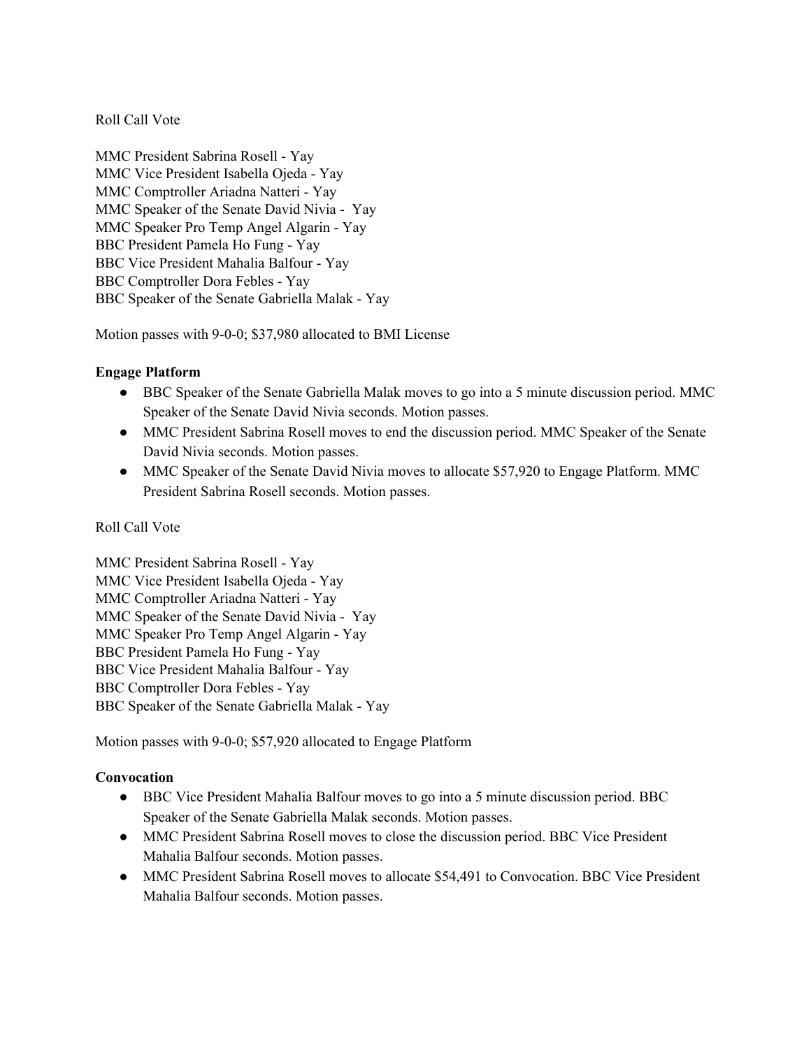Roll Call Vote

MMC President Sabrina Rosell - Yay
MMC Vice President Isabella Ojeda - Yay
MMC Comptroller Ariadna Natteri - Yay
MMC Speaker of the Senate David Nivia - Yay
MMC Speaker Pro Temp Angel Algarin - Yay
BBC President Pamela Ho Fung - Yay
BBC Vice President Mahalia Balfour - Yay
BBC Comptroller Dora Febles - Yay
BBC Speaker of the Senate Gabriella Malak - Yay

Motion passes with 9-0-0; $37,980 allocated to BMI License

**Engage Platform**

- BBC Speaker of the Senate Gabriella Malak moves to go into a 5 minute discussion period. MMC Speaker of the Senate David Nivia seconds. Motion passes.
- MMC President Sabrina Rosell moves to end the discussion period. MMC Speaker of the Senate David Nivia seconds. Motion passes.
- MMC Speaker of the Senate David Nivia moves to allocate $57,920 to Engage Platform. MMC President Sabrina Rosell seconds. Motion passes.

Roll Call Vote

MMC President Sabrina Rosell - Yay
MMC Vice President Isabella Ojeda - Yay
MMC Comptroller Ariadna Natteri - Yay
MMC Speaker of the Senate David Nivia - Yay
MMC Speaker Pro Temp Angel Algarin - Yay
BBC President Pamela Ho Fung - Yay
BBC Vice President Mahalia Balfour - Yay
BBC Comptroller Dora Febles - Yay
BBC Speaker of the Senate Gabriella Malak - Yay

Motion passes with 9-0-0; $57,920 allocated to Engage Platform

**Convocation**

- BBC Vice President Mahalia Balfour moves to go into a 5 minute discussion period. BBC Speaker of the Senate Gabriella Malak seconds. Motion passes.
- MMC President Sabrina Rosell moves to close the discussion period. BBC Vice President Mahalia Balfour seconds. Motion passes.
- MMC President Sabrina Rosell moves to allocate $54,491 to Convocation. BBC Vice President Mahalia Balfour seconds. Motion passes.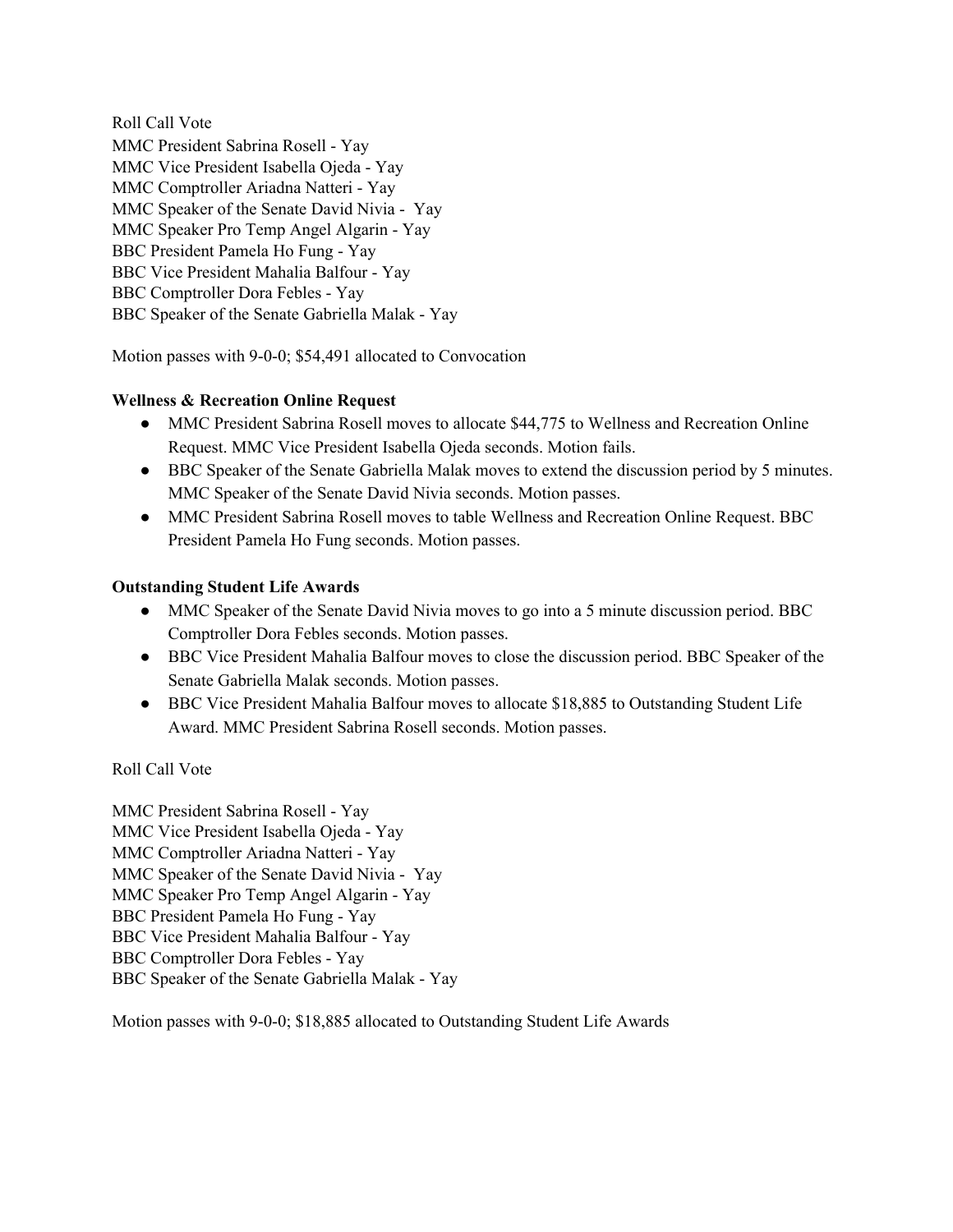Roll Call Vote
MMC President Sabrina Rosell - Yay
MMC Vice President Isabella Ojeda - Yay
MMC Comptroller Ariadna Natteri - Yay
MMC Speaker of the Senate David Nivia - Yay
MMC Speaker Pro Temp Angel Algarin - Yay
BBC President Pamela Ho Fung - Yay
BBC Vice President Mahalia Balfour - Yay
BBC Comptroller Dora Febles - Yay
BBC Speaker of the Senate Gabriella Malak - Yay

Motion passes with 9-0-0; $54,491 allocated to Convocation

**Wellness & Recreation Online Request**

- MMC President Sabrina Rosell moves to allocate $44,775 to Wellness and Recreation Online Request. MMC Vice President Isabella Ojeda seconds. Motion fails.
- BBC Speaker of the Senate Gabriella Malak moves to extend the discussion period by 5 minutes. MMC Speaker of the Senate David Nivia seconds. Motion passes.
- MMC President Sabrina Rosell moves to table Wellness and Recreation Online Request. BBC President Pamela Ho Fung seconds. Motion passes.

**Outstanding Student Life Awards**

- MMC Speaker of the Senate David Nivia moves to go into a 5 minute discussion period. BBC Comptroller Dora Febles seconds. Motion passes.
- BBC Vice President Mahalia Balfour moves to close the discussion period. BBC Speaker of the Senate Gabriella Malak seconds. Motion passes.
- BBC Vice President Mahalia Balfour moves to allocate $18,885 to Outstanding Student Life Award. MMC President Sabrina Rosell seconds. Motion passes.

Roll Call Vote

MMC President Sabrina Rosell - Yay
MMC Vice President Isabella Ojeda - Yay
MMC Comptroller Ariadna Natteri - Yay
MMC Speaker of the Senate David Nivia - Yay
MMC Speaker Pro Temp Angel Algarin - Yay
BBC President Pamela Ho Fung - Yay
BBC Vice President Mahalia Balfour - Yay
BBC Comptroller Dora Febles - Yay
BBC Speaker of the Senate Gabriella Malak - Yay

Motion passes with 9-0-0; $18,885 allocated to Outstanding Student Life Awards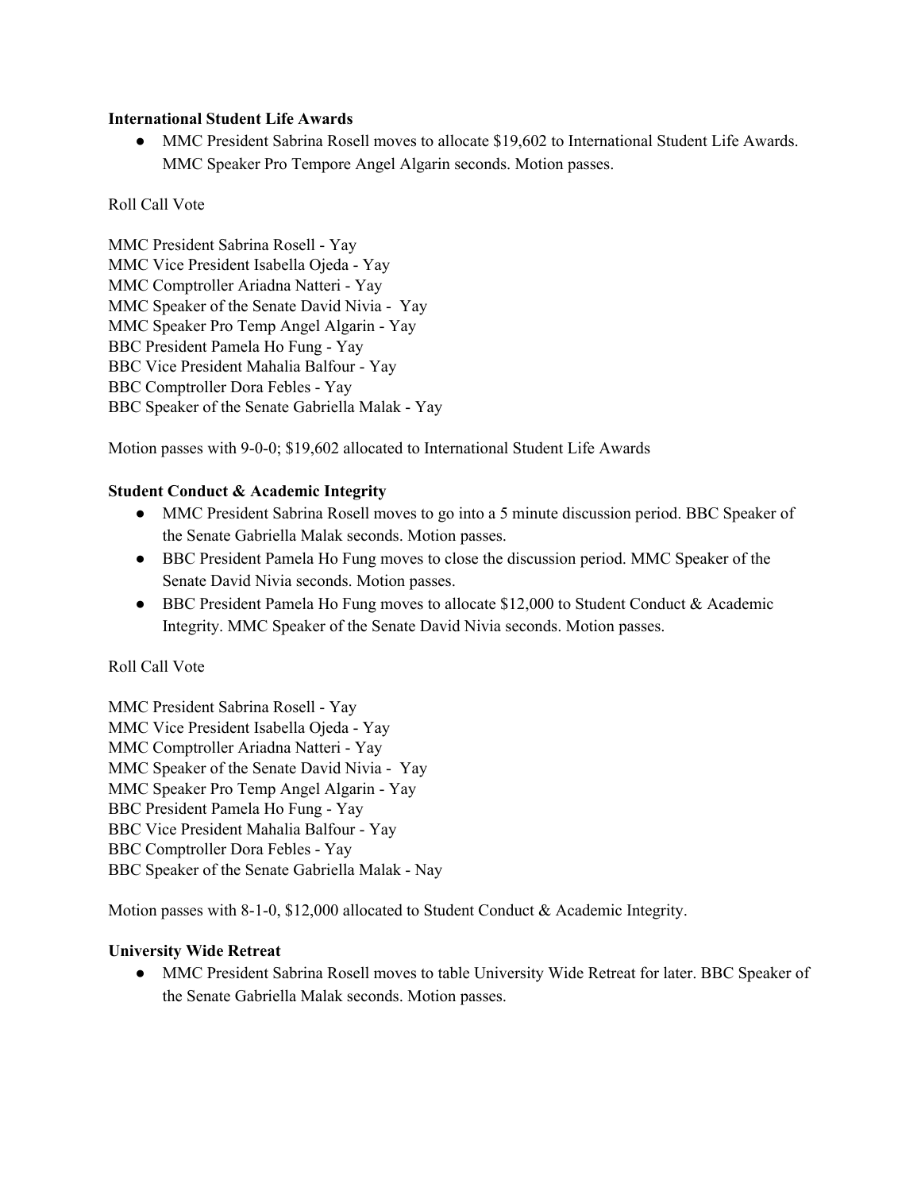**International Student Life Awards**

- MMC President Sabrina Rosell moves to allocate $19,602 to International Student Life Awards. MMC Speaker Pro Tempore Angel Algarin seconds. Motion passes.

Roll Call Vote

MMC President Sabrina Rosell - Yay
MMC Vice President Isabella Ojeda - Yay
MMC Comptroller Ariadna Natteri - Yay
MMC Speaker of the Senate David Nivia - Yay
MMC Speaker Pro Temp Angel Algarin - Yay
BBC President Pamela Ho Fung - Yay
BBC Vice President Mahalia Balfour - Yay
BBC Comptroller Dora Febles - Yay
BBC Speaker of the Senate Gabriella Malak - Yay

Motion passes with 9-0-0; $19,602 allocated to International Student Life Awards

**Student Conduct & Academic Integrity**

- MMC President Sabrina Rosell moves to go into a 5 minute discussion period. BBC Speaker of the Senate Gabriella Malak seconds. Motion passes.
- BBC President Pamela Ho Fung moves to close the discussion period. MMC Speaker of the Senate David Nivia seconds. Motion passes.
- BBC President Pamela Ho Fung moves to allocate $12,000 to Student Conduct & Academic Integrity. MMC Speaker of the Senate David Nivia seconds. Motion passes.

Roll Call Vote

MMC President Sabrina Rosell - Yay
MMC Vice President Isabella Ojeda - Yay
MMC Comptroller Ariadna Natteri - Yay
MMC Speaker of the Senate David Nivia - Yay
MMC Speaker Pro Temp Angel Algarin - Yay
BBC President Pamela Ho Fung - Yay
BBC Vice President Mahalia Balfour - Yay
BBC Comptroller Dora Febles - Yay
BBC Speaker of the Senate Gabriella Malak - Nay

Motion passes with 8-1-0, $12,000 allocated to Student Conduct & Academic Integrity.

**University Wide Retreat**

- MMC President Sabrina Rosell moves to table University Wide Retreat for later. BBC Speaker of the Senate Gabriella Malak seconds. Motion passes.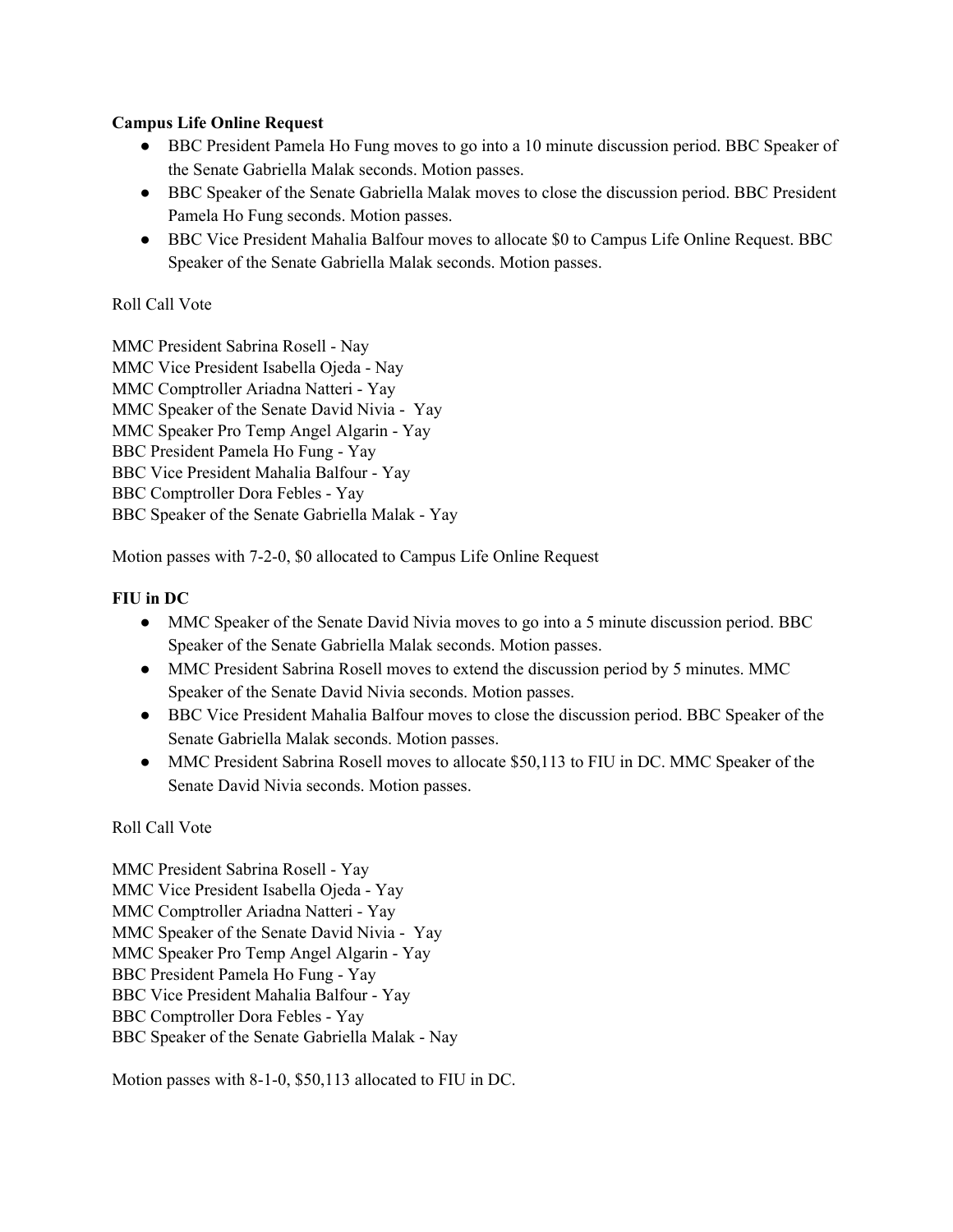**Campus Life Online Request**

- BBC President Pamela Ho Fung moves to go into a 10 minute discussion period. BBC Speaker of the Senate Gabriella Malak seconds. Motion passes.
- BBC Speaker of the Senate Gabriella Malak moves to close the discussion period. BBC President Pamela Ho Fung seconds. Motion passes.
- BBC Vice President Mahalia Balfour moves to allocate $0 to Campus Life Online Request. BBC Speaker of the Senate Gabriella Malak seconds. Motion passes.

Roll Call Vote

MMC President Sabrina Rosell - Nay
MMC Vice President Isabella Ojeda - Nay
MMC Comptroller Ariadna Natteri - Yay
MMC Speaker of the Senate David Nivia - Yay
MMC Speaker Pro Temp Angel Algarin - Yay
BBC President Pamela Ho Fung - Yay
BBC Vice President Mahalia Balfour - Yay
BBC Comptroller Dora Febles - Yay
BBC Speaker of the Senate Gabriella Malak - Yay

Motion passes with 7-2-0, $0 allocated to Campus Life Online Request

**FIU in DC**

- MMC Speaker of the Senate David Nivia moves to go into a 5 minute discussion period. BBC Speaker of the Senate Gabriella Malak seconds. Motion passes.
- MMC President Sabrina Rosell moves to extend the discussion period by 5 minutes. MMC Speaker of the Senate David Nivia seconds. Motion passes.
- BBC Vice President Mahalia Balfour moves to close the discussion period. BBC Speaker of the Senate Gabriella Malak seconds. Motion passes.
- MMC President Sabrina Rosell moves to allocate $50,113 to FIU in DC. MMC Speaker of the Senate David Nivia seconds. Motion passes.

Roll Call Vote

MMC President Sabrina Rosell - Yay
MMC Vice President Isabella Ojeda - Yay
MMC Comptroller Ariadna Natteri - Yay
MMC Speaker of the Senate David Nivia - Yay
MMC Speaker Pro Temp Angel Algarin - Yay
BBC President Pamela Ho Fung - Yay
BBC Vice President Mahalia Balfour - Yay
BBC Comptroller Dora Febles - Yay
BBC Speaker of the Senate Gabriella Malak - Nay

Motion passes with 8-1-0, $50,113 allocated to FIU in DC.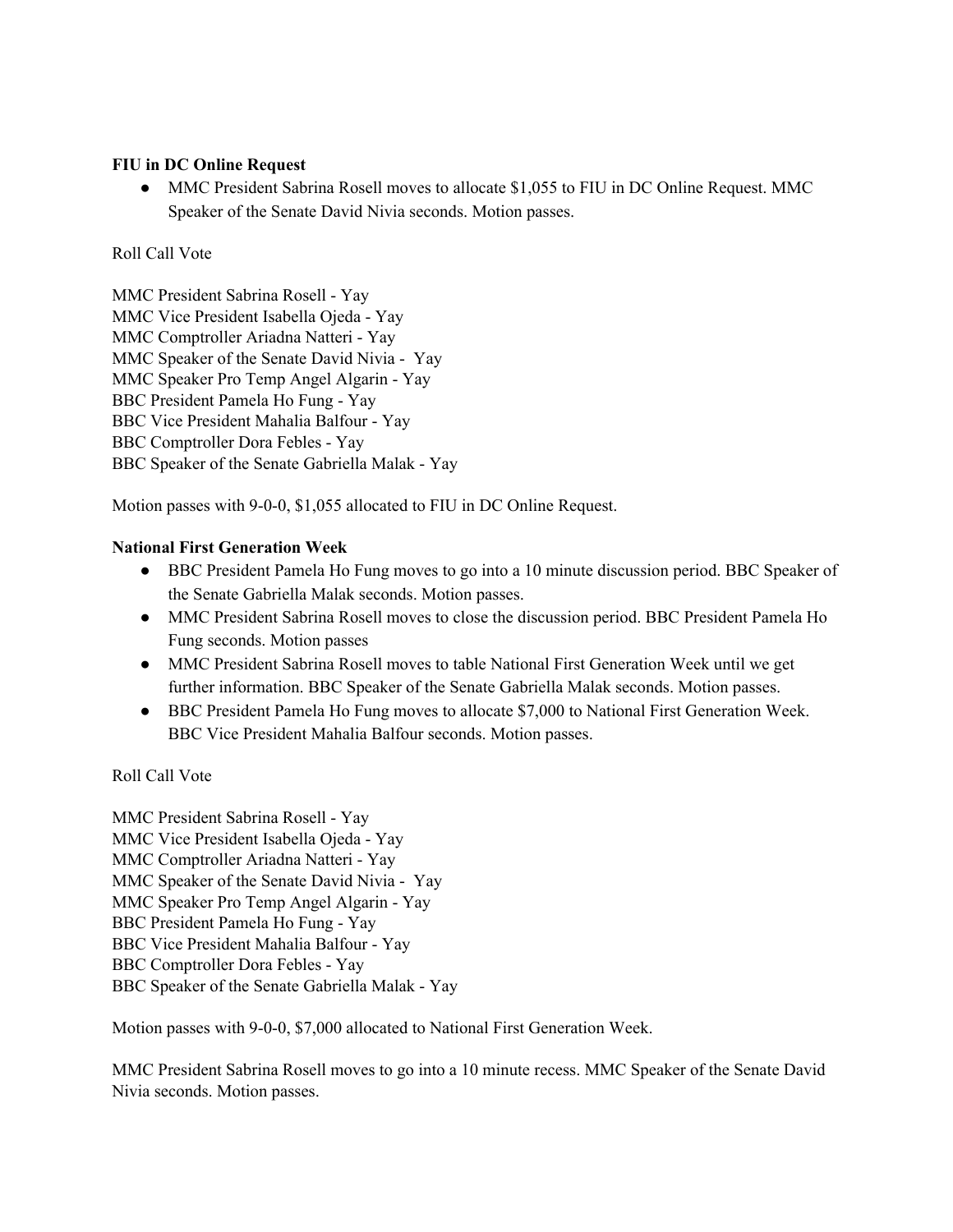**FIU in DC Online Request**

- MMC President Sabrina Rosell moves to allocate $1,055 to FIU in DC Online Request. MMC Speaker of the Senate David Nivia seconds. Motion passes.

Roll Call Vote

MMC President Sabrina Rosell - Yay
MMC Vice President Isabella Ojeda - Yay
MMC Comptroller Ariadna Natteri - Yay
MMC Speaker of the Senate David Nivia - Yay
MMC Speaker Pro Temp Angel Algarin - Yay
BBC President Pamela Ho Fung - Yay
BBC Vice President Mahalia Balfour - Yay
BBC Comptroller Dora Febles - Yay
BBC Speaker of the Senate Gabriella Malak - Yay

Motion passes with 9-0-0, $1,055 allocated to FIU in DC Online Request.

**National First Generation Week**

- BBC President Pamela Ho Fung moves to go into a 10 minute discussion period. BBC Speaker of the Senate Gabriella Malak seconds. Motion passes.
- MMC President Sabrina Rosell moves to close the discussion period. BBC President Pamela Ho Fung seconds. Motion passes
- MMC President Sabrina Rosell moves to table National First Generation Week until we get further information. BBC Speaker of the Senate Gabriella Malak seconds. Motion passes.
- BBC President Pamela Ho Fung moves to allocate $7,000 to National First Generation Week. BBC Vice President Mahalia Balfour seconds. Motion passes.

Roll Call Vote

MMC President Sabrina Rosell - Yay
MMC Vice President Isabella Ojeda - Yay
MMC Comptroller Ariadna Natteri - Yay
MMC Speaker of the Senate David Nivia - Yay
MMC Speaker Pro Temp Angel Algarin - Yay
BBC President Pamela Ho Fung - Yay
BBC Vice President Mahalia Balfour - Yay
BBC Comptroller Dora Febles - Yay
BBC Speaker of the Senate Gabriella Malak - Yay

Motion passes with 9-0-0, $7,000 allocated to National First Generation Week.

MMC President Sabrina Rosell moves to go into a 10 minute recess. MMC Speaker of the Senate David Nivia seconds. Motion passes.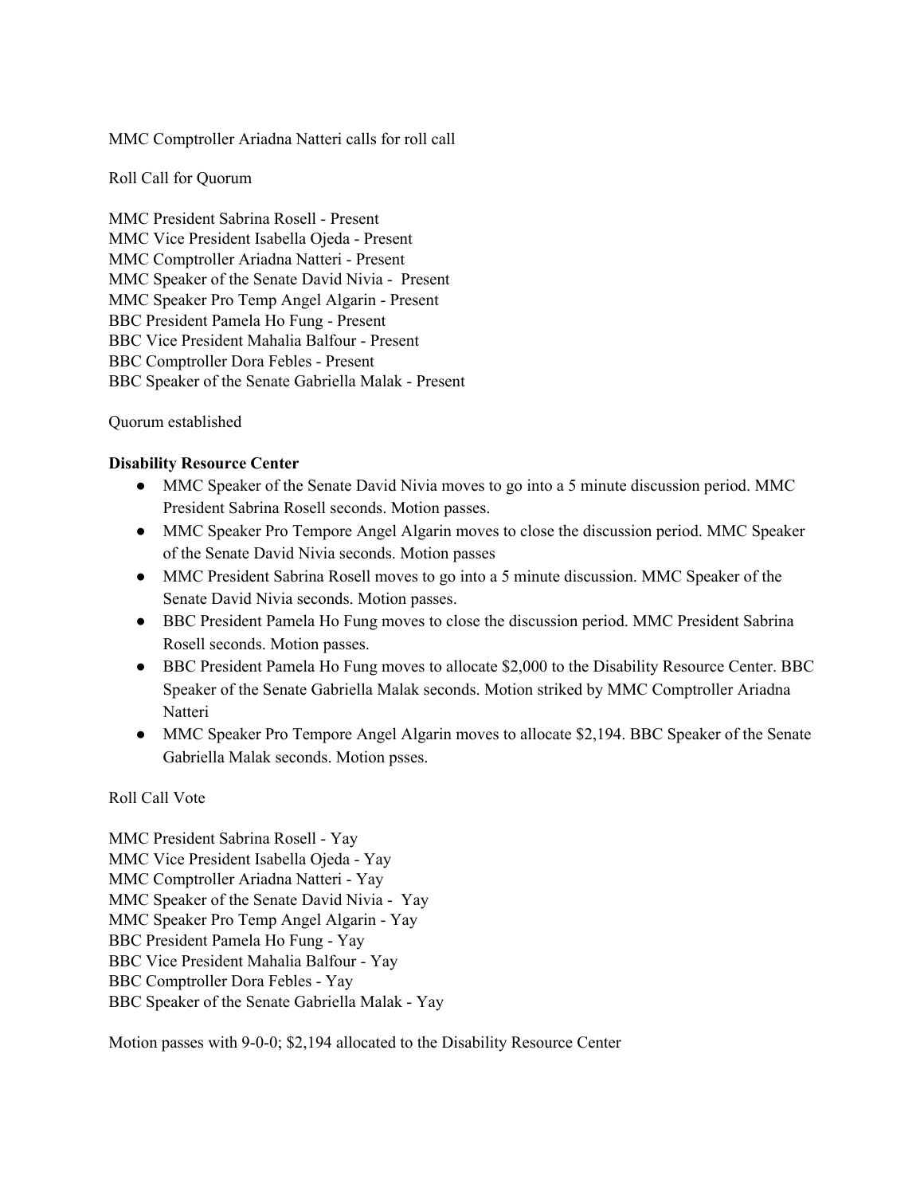MMC Comptroller Ariadna Natteri calls for roll call

Roll Call for Quorum

MMC President Sabrina Rosell - Present
MMC Vice President Isabella Ojeda - Present
MMC Comptroller Ariadna Natteri - Present
MMC Speaker of the Senate David Nivia - Present
MMC Speaker Pro Temp Angel Algarin - Present
BBC President Pamela Ho Fung - Present
BBC Vice President Mahalia Balfour - Present
BBC Comptroller Dora Febles - Present
BBC Speaker of the Senate Gabriella Malak - Present

Quorum established

**Disability Resource Center**

- MMC Speaker of the Senate David Nivia moves to go into a 5 minute discussion period. MMC President Sabrina Rosell seconds. Motion passes.
- MMC Speaker Pro Tempore Angel Algarin moves to close the discussion period. MMC Speaker of the Senate David Nivia seconds. Motion passes
- MMC President Sabrina Rosell moves to go into a 5 minute discussion. MMC Speaker of the Senate David Nivia seconds. Motion passes.
- BBC President Pamela Ho Fung moves to close the discussion period. MMC President Sabrina Rosell seconds. Motion passes.
- BBC President Pamela Ho Fung moves to allocate $2,000 to the Disability Resource Center. BBC Speaker of the Senate Gabriella Malak seconds. Motion striked by MMC Comptroller Ariadna Natteri
- MMC Speaker Pro Tempore Angel Algarin moves to allocate $2,194. BBC Speaker of the Senate Gabriella Malak seconds. Motion psses.

Roll Call Vote

MMC President Sabrina Rosell - Yay
MMC Vice President Isabella Ojeda - Yay
MMC Comptroller Ariadna Natteri - Yay
MMC Speaker of the Senate David Nivia - Yay
MMC Speaker Pro Temp Angel Algarin - Yay
BBC President Pamela Ho Fung - Yay
BBC Vice President Mahalia Balfour - Yay
BBC Comptroller Dora Febles - Yay
BBC Speaker of the Senate Gabriella Malak - Yay

Motion passes with 9-0-0; $2,194 allocated to the Disability Resource Center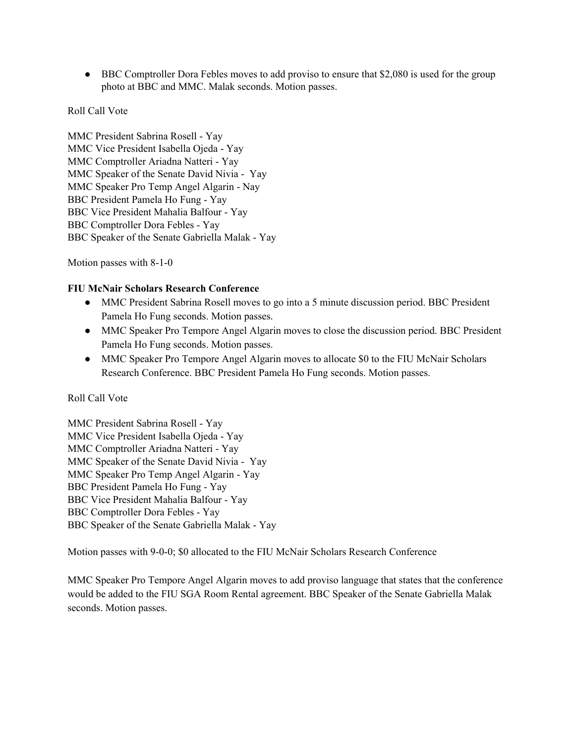- BBC Comptroller Dora Febles moves to add proviso to ensure that $2,080 is used for the group photo at BBC and MMC. Malak seconds. Motion passes.

Roll Call Vote

MMC President Sabrina Rosell - Yay
MMC Vice President Isabella Ojeda - Yay
MMC Comptroller Ariadna Natteri - Yay
MMC Speaker of the Senate David Nivia - Yay
MMC Speaker Pro Temp Angel Algarin - Nay
BBC President Pamela Ho Fung - Yay
BBC Vice President Mahalia Balfour - Yay
BBC Comptroller Dora Febles - Yay
BBC Speaker of the Senate Gabriella Malak - Yay

Motion passes with 8-1-0

**FIU McNair Scholars Research Conference**

- MMC President Sabrina Rosell moves to go into a 5 minute discussion period. BBC President Pamela Ho Fung seconds. Motion passes.
- MMC Speaker Pro Tempore Angel Algarin moves to close the discussion period. BBC President Pamela Ho Fung seconds. Motion passes.
- MMC Speaker Pro Tempore Angel Algarin moves to allocate $0 to the FIU McNair Scholars Research Conference. BBC President Pamela Ho Fung seconds. Motion passes.

Roll Call Vote

MMC President Sabrina Rosell - Yay
MMC Vice President Isabella Ojeda - Yay
MMC Comptroller Ariadna Natteri - Yay
MMC Speaker of the Senate David Nivia - Yay
MMC Speaker Pro Temp Angel Algarin - Yay
BBC President Pamela Ho Fung - Yay
BBC Vice President Mahalia Balfour - Yay
BBC Comptroller Dora Febles - Yay
BBC Speaker of the Senate Gabriella Malak - Yay

Motion passes with 9-0-0; $0 allocated to the FIU McNair Scholars Research Conference

MMC Speaker Pro Tempore Angel Algarin moves to add proviso language that states that the conference would be added to the FIU SGA Room Rental agreement. BBC Speaker of the Senate Gabriella Malak seconds. Motion passes.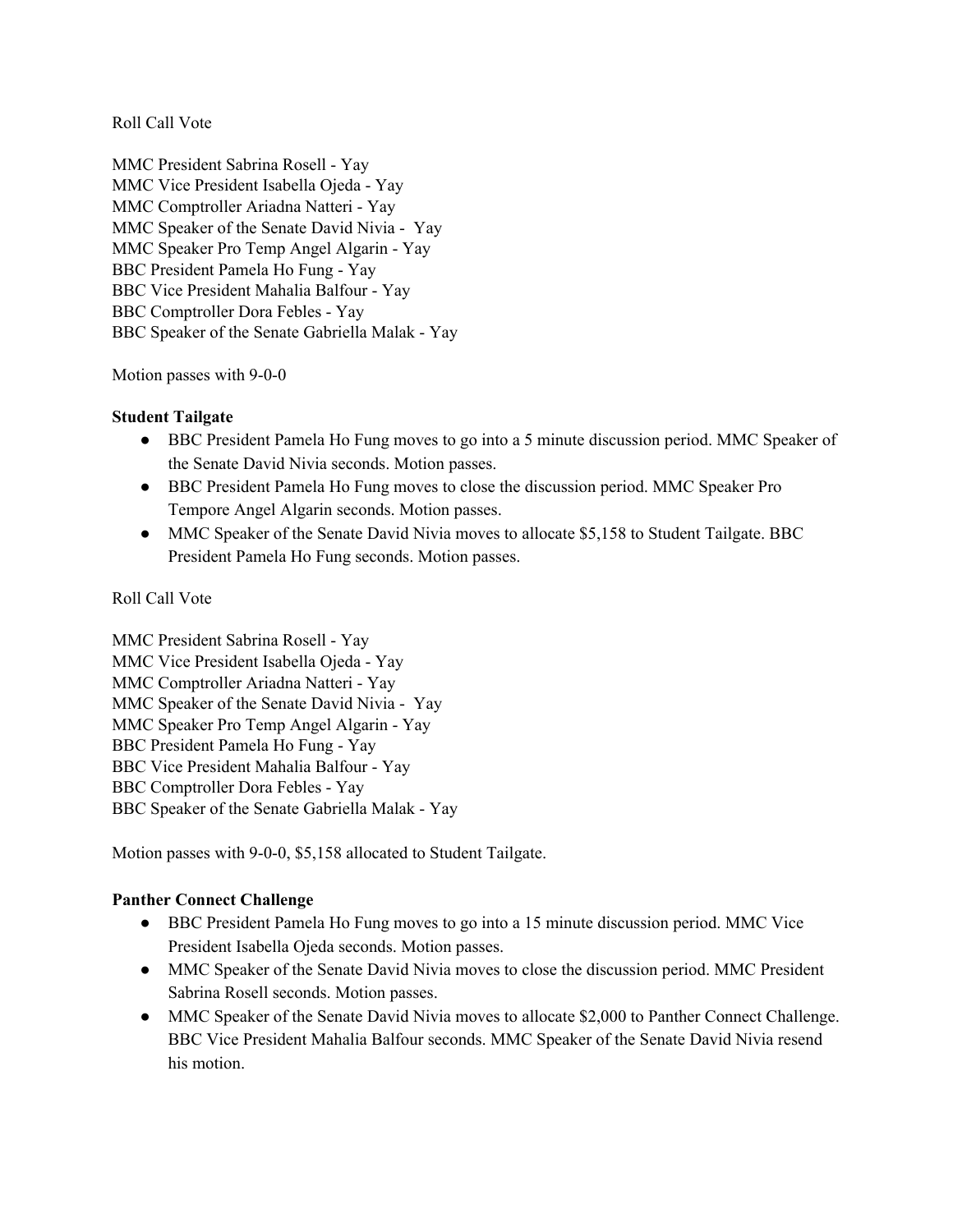Roll Call Vote

MMC President Sabrina Rosell - Yay
MMC Vice President Isabella Ojeda - Yay
MMC Comptroller Ariadna Natteri - Yay
MMC Speaker of the Senate David Nivia - Yay
MMC Speaker Pro Temp Angel Algarin - Yay
BBC President Pamela Ho Fung - Yay
BBC Vice President Mahalia Balfour - Yay
BBC Comptroller Dora Febles - Yay
BBC Speaker of the Senate Gabriella Malak - Yay

Motion passes with 9-0-0

**Student Tailgate**

- BBC President Pamela Ho Fung moves to go into a 5 minute discussion period. MMC Speaker of the Senate David Nivia seconds. Motion passes.
- BBC President Pamela Ho Fung moves to close the discussion period. MMC Speaker Pro Tempore Angel Algarin seconds. Motion passes.
- MMC Speaker of the Senate David Nivia moves to allocate $5,158 to Student Tailgate. BBC President Pamela Ho Fung seconds. Motion passes.

Roll Call Vote

MMC President Sabrina Rosell - Yay
MMC Vice President Isabella Ojeda - Yay
MMC Comptroller Ariadna Natteri - Yay
MMC Speaker of the Senate David Nivia - Yay
MMC Speaker Pro Temp Angel Algarin - Yay
BBC President Pamela Ho Fung - Yay
BBC Vice President Mahalia Balfour - Yay
BBC Comptroller Dora Febles - Yay
BBC Speaker of the Senate Gabriella Malak - Yay

Motion passes with 9-0-0, $5,158 allocated to Student Tailgate.

**Panther Connect Challenge**

- BBC President Pamela Ho Fung moves to go into a 15 minute discussion period. MMC Vice President Isabella Ojeda seconds. Motion passes.
- MMC Speaker of the Senate David Nivia moves to close the discussion period. MMC President Sabrina Rosell seconds. Motion passes.
- MMC Speaker of the Senate David Nivia moves to allocate $2,000 to Panther Connect Challenge. BBC Vice President Mahalia Balfour seconds. MMC Speaker of the Senate David Nivia resend his motion.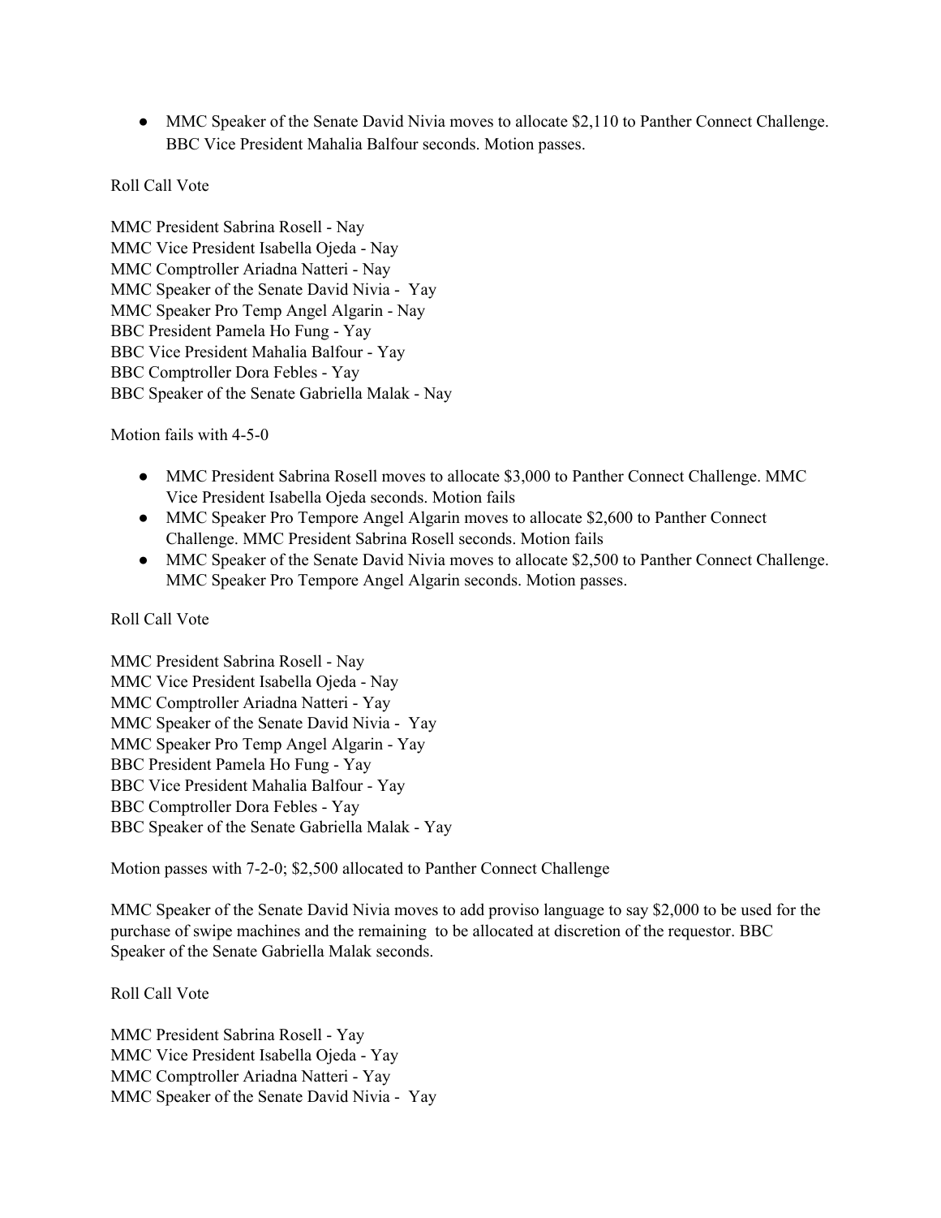- MMC Speaker of the Senate David Nivia moves to allocate $2,110 to Panther Connect Challenge. BBC Vice President Mahalia Balfour seconds. Motion passes.

Roll Call Vote

MMC President Sabrina Rosell - Nay
MMC Vice President Isabella Ojeda - Nay
MMC Comptroller Ariadna Natteri - Nay
MMC Speaker of the Senate David Nivia - Yay
MMC Speaker Pro Temp Angel Algarin - Nay
BBC President Pamela Ho Fung - Yay
BBC Vice President Mahalia Balfour - Yay
BBC Comptroller Dora Febles - Yay
BBC Speaker of the Senate Gabriella Malak - Nay

Motion fails with 4-5-0

- MMC President Sabrina Rosell moves to allocate $3,000 to Panther Connect Challenge. MMC Vice President Isabella Ojeda seconds. Motion fails
- MMC Speaker Pro Tempore Angel Algarin moves to allocate $2,600 to Panther Connect Challenge. MMC President Sabrina Rosell seconds. Motion fails
- MMC Speaker of the Senate David Nivia moves to allocate $2,500 to Panther Connect Challenge. MMC Speaker Pro Tempore Angel Algarin seconds. Motion passes.

Roll Call Vote

MMC President Sabrina Rosell - Nay
MMC Vice President Isabella Ojeda - Nay
MMC Comptroller Ariadna Natteri - Yay
MMC Speaker of the Senate David Nivia - Yay
MMC Speaker Pro Temp Angel Algarin - Yay
BBC President Pamela Ho Fung - Yay
BBC Vice President Mahalia Balfour - Yay
BBC Comptroller Dora Febles - Yay
BBC Speaker of the Senate Gabriella Malak - Yay

Motion passes with 7-2-0; $2,500 allocated to Panther Connect Challenge

MMC Speaker of the Senate David Nivia moves to add proviso language to say $2,000 to be used for the purchase of swipe machines and the remaining to be allocated at discretion of the requestor. BBC Speaker of the Senate Gabriella Malak seconds.

Roll Call Vote

MMC President Sabrina Rosell - Yay
MMC Vice President Isabella Ojeda - Yay
MMC Comptroller Ariadna Natteri - Yay
MMC Speaker of the Senate David Nivia - Yay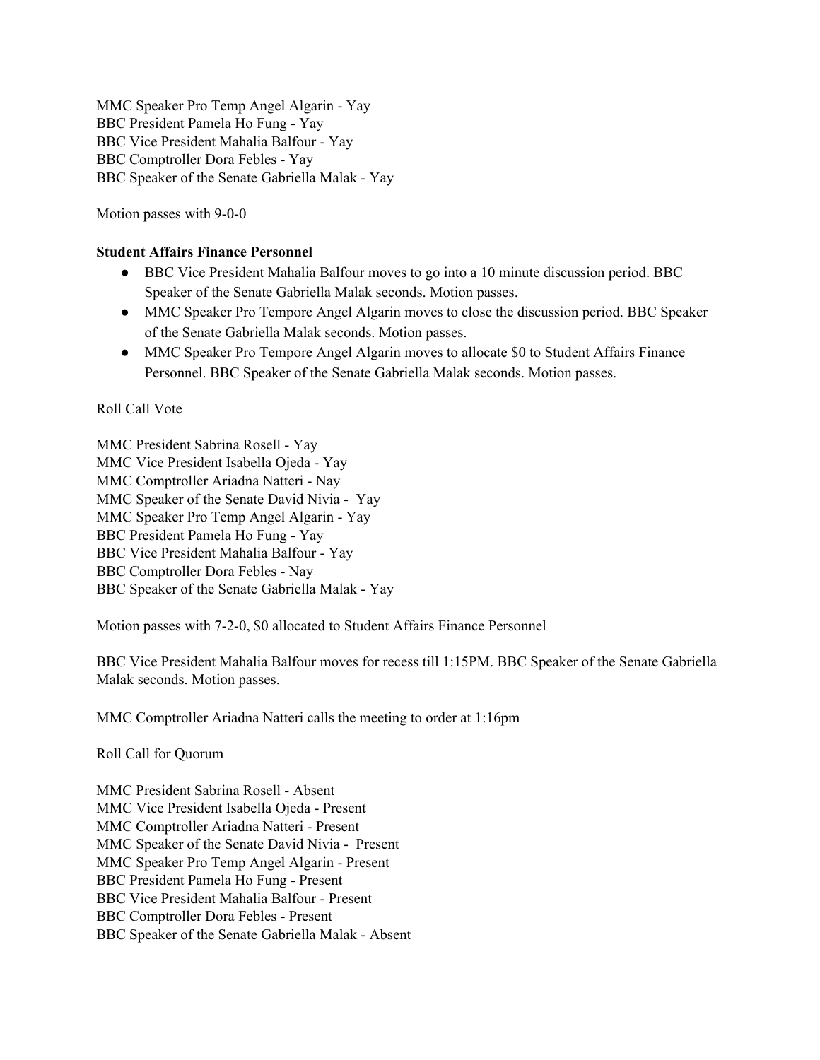MMC Speaker Pro Temp Angel Algarin - Yay
BBC President Pamela Ho Fung - Yay
BBC Vice President Mahalia Balfour - Yay
BBC Comptroller Dora Febles - Yay
BBC Speaker of the Senate Gabriella Malak - Yay

Motion passes with 9-0-0

**Student Affairs Finance Personnel**

- BBC Vice President Mahalia Balfour moves to go into a 10 minute discussion period. BBC Speaker of the Senate Gabriella Malak seconds. Motion passes.
- MMC Speaker Pro Tempore Angel Algarin moves to close the discussion period. BBC Speaker of the Senate Gabriella Malak seconds. Motion passes.
- MMC Speaker Pro Tempore Angel Algarin moves to allocate $0 to Student Affairs Finance Personnel. BBC Speaker of the Senate Gabriella Malak seconds. Motion passes.

Roll Call Vote

MMC President Sabrina Rosell - Yay
MMC Vice President Isabella Ojeda - Yay
MMC Comptroller Ariadna Natteri - Nay
MMC Speaker of the Senate David Nivia - Yay
MMC Speaker Pro Temp Angel Algarin - Yay
BBC President Pamela Ho Fung - Yay
BBC Vice President Mahalia Balfour - Yay
BBC Comptroller Dora Febles - Nay
BBC Speaker of the Senate Gabriella Malak - Yay

Motion passes with 7-2-0, $0 allocated to Student Affairs Finance Personnel

BBC Vice President Mahalia Balfour moves for recess till 1:15PM. BBC Speaker of the Senate Gabriella Malak seconds. Motion passes.

MMC Comptroller Ariadna Natteri calls the meeting to order at 1:16pm

Roll Call for Quorum

MMC President Sabrina Rosell - Absent
MMC Vice President Isabella Ojeda - Present
MMC Comptroller Ariadna Natteri - Present
MMC Speaker of the Senate David Nivia - Present
MMC Speaker Pro Temp Angel Algarin - Present
BBC President Pamela Ho Fung - Present
BBC Vice President Mahalia Balfour - Present
BBC Comptroller Dora Febles - Present
BBC Speaker of the Senate Gabriella Malak - Absent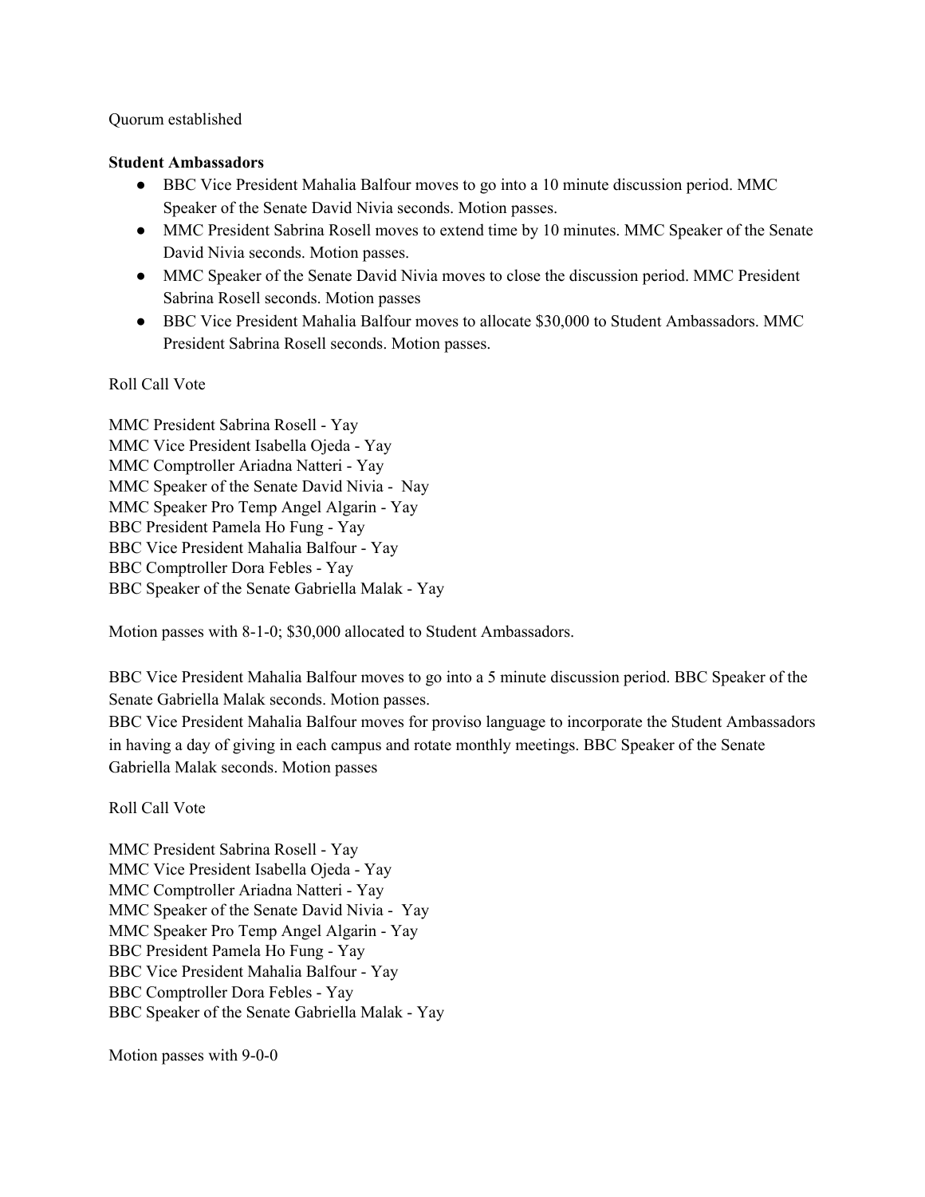Quorum established

**Student Ambassadors**

- BBC Vice President Mahalia Balfour moves to go into a 10 minute discussion period. MMC Speaker of the Senate David Nivia seconds. Motion passes.
- MMC President Sabrina Rosell moves to extend time by 10 minutes. MMC Speaker of the Senate David Nivia seconds. Motion passes.
- MMC Speaker of the Senate David Nivia moves to close the discussion period. MMC President Sabrina Rosell seconds. Motion passes
- BBC Vice President Mahalia Balfour moves to allocate $30,000 to Student Ambassadors. MMC President Sabrina Rosell seconds. Motion passes.

Roll Call Vote

MMC President Sabrina Rosell - Yay
MMC Vice President Isabella Ojeda - Yay
MMC Comptroller Ariadna Natteri - Yay
MMC Speaker of the Senate David Nivia - Nay
MMC Speaker Pro Temp Angel Algarin - Yay
BBC President Pamela Ho Fung - Yay
BBC Vice President Mahalia Balfour - Yay
BBC Comptroller Dora Febles - Yay
BBC Speaker of the Senate Gabriella Malak - Yay

Motion passes with 8-1-0; $30,000 allocated to Student Ambassadors.

BBC Vice President Mahalia Balfour moves to go into a 5 minute discussion period. BBC Speaker of the Senate Gabriella Malak seconds. Motion passes.
BBC Vice President Mahalia Balfour moves for proviso language to incorporate the Student Ambassadors in having a day of giving in each campus and rotate monthly meetings. BBC Speaker of the Senate Gabriella Malak seconds. Motion passes

Roll Call Vote

MMC President Sabrina Rosell - Yay
MMC Vice President Isabella Ojeda - Yay
MMC Comptroller Ariadna Natteri - Yay
MMC Speaker of the Senate David Nivia - Yay
MMC Speaker Pro Temp Angel Algarin - Yay
BBC President Pamela Ho Fung - Yay
BBC Vice President Mahalia Balfour - Yay
BBC Comptroller Dora Febles - Yay
BBC Speaker of the Senate Gabriella Malak - Yay

Motion passes with 9-0-0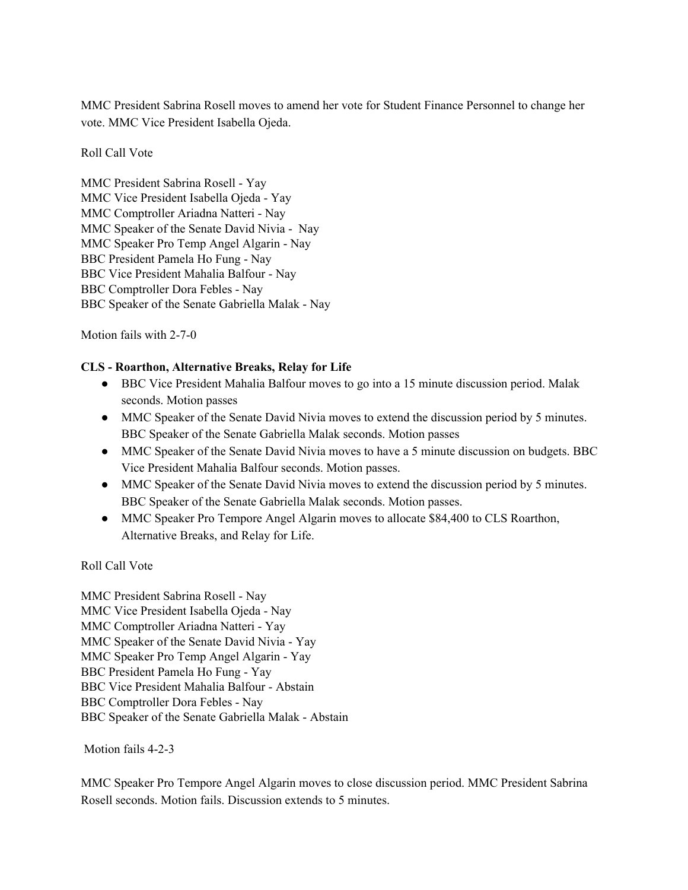MMC President Sabrina Rosell moves to amend her vote for Student Finance Personnel to change her vote. MMC Vice President Isabella Ojeda.

Roll Call Vote

MMC President Sabrina Rosell - Yay
MMC Vice President Isabella Ojeda - Yay
MMC Comptroller Ariadna Natteri - Nay
MMC Speaker of the Senate David Nivia - Nay
MMC Speaker Pro Temp Angel Algarin - Nay
BBC President Pamela Ho Fung - Nay
BBC Vice President Mahalia Balfour - Nay
BBC Comptroller Dora Febles - Nay
BBC Speaker of the Senate Gabriella Malak - Nay

Motion fails with 2-7-0

**CLS - Roarthon, Alternative Breaks, Relay for Life**

- BBC Vice President Mahalia Balfour moves to go into a 15 minute discussion period. Malak seconds. Motion passes
- MMC Speaker of the Senate David Nivia moves to extend the discussion period by 5 minutes. BBC Speaker of the Senate Gabriella Malak seconds. Motion passes
- MMC Speaker of the Senate David Nivia moves to have a 5 minute discussion on budgets. BBC Vice President Mahalia Balfour seconds. Motion passes.
- MMC Speaker of the Senate David Nivia moves to extend the discussion period by 5 minutes. BBC Speaker of the Senate Gabriella Malak seconds. Motion passes.
- MMC Speaker Pro Tempore Angel Algarin moves to allocate $84,400 to CLS Roarthon, Alternative Breaks, and Relay for Life.

Roll Call Vote

MMC President Sabrina Rosell - Nay
MMC Vice President Isabella Ojeda - Nay
MMC Comptroller Ariadna Natteri - Yay
MMC Speaker of the Senate David Nivia - Yay
MMC Speaker Pro Temp Angel Algarin - Yay
BBC President Pamela Ho Fung - Yay
BBC Vice President Mahalia Balfour - Abstain
BBC Comptroller Dora Febles - Nay
BBC Speaker of the Senate Gabriella Malak - Abstain

Motion fails 4-2-3

MMC Speaker Pro Tempore Angel Algarin moves to close discussion period. MMC President Sabrina Rosell seconds. Motion fails. Discussion extends to 5 minutes.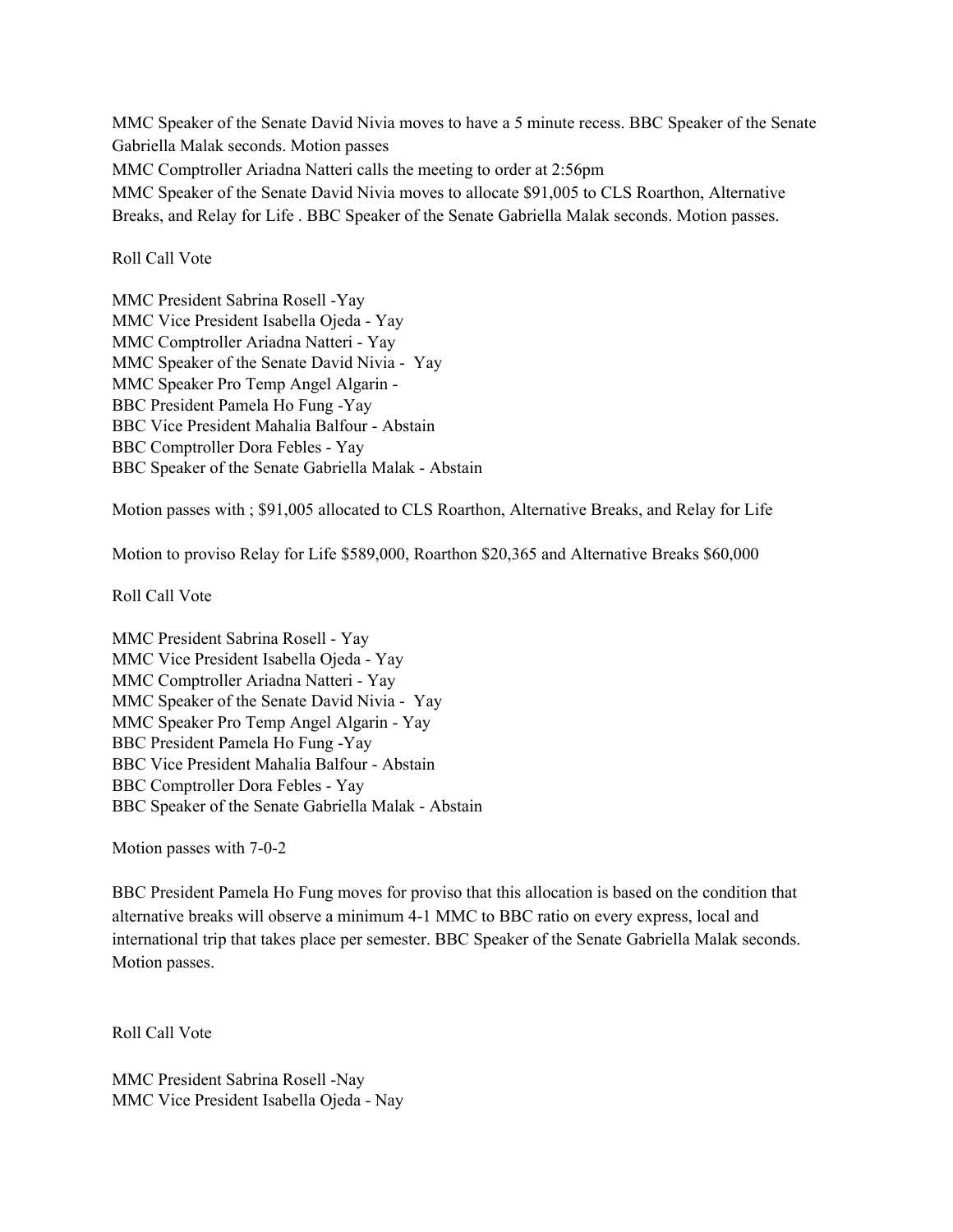MMC Speaker of the Senate David Nivia moves to have a 5 minute recess. BBC Speaker of the Senate Gabriella Malak seconds. Motion passes
MMC Comptroller Ariadna Natteri calls the meeting to order at 2:56pm
MMC Speaker of the Senate David Nivia moves to allocate $91,005 to CLS Roarthon, Alternative Breaks, and Relay for Life . BBC Speaker of the Senate Gabriella Malak seconds. Motion passes.

Roll Call Vote

MMC President Sabrina Rosell -Yay
MMC Vice President Isabella Ojeda - Yay
MMC Comptroller Ariadna Natteri - Yay
MMC Speaker of the Senate David Nivia - Yay
MMC Speaker Pro Temp Angel Algarin -
BBC President Pamela Ho Fung -Yay
BBC Vice President Mahalia Balfour - Abstain
BBC Comptroller Dora Febles - Yay
BBC Speaker of the Senate Gabriella Malak - Abstain

Motion passes with ; $91,005 allocated to CLS Roarthon, Alternative Breaks, and Relay for Life

Motion to proviso Relay for Life $589,000, Roarthon $20,365 and Alternative Breaks $60,000

Roll Call Vote

MMC President Sabrina Rosell - Yay
MMC Vice President Isabella Ojeda - Yay
MMC Comptroller Ariadna Natteri - Yay
MMC Speaker of the Senate David Nivia - Yay
MMC Speaker Pro Temp Angel Algarin - Yay
BBC President Pamela Ho Fung -Yay
BBC Vice President Mahalia Balfour - Abstain
BBC Comptroller Dora Febles - Yay
BBC Speaker of the Senate Gabriella Malak - Abstain

Motion passes with 7-0-2

BBC President Pamela Ho Fung moves for proviso that this allocation is based on the condition that alternative breaks will observe a minimum 4-1 MMC to BBC ratio on every express, local and international trip that takes place per semester. BBC Speaker of the Senate Gabriella Malak seconds. Motion passes.

Roll Call Vote

MMC President Sabrina Rosell -Nay
MMC Vice President Isabella Ojeda - Nay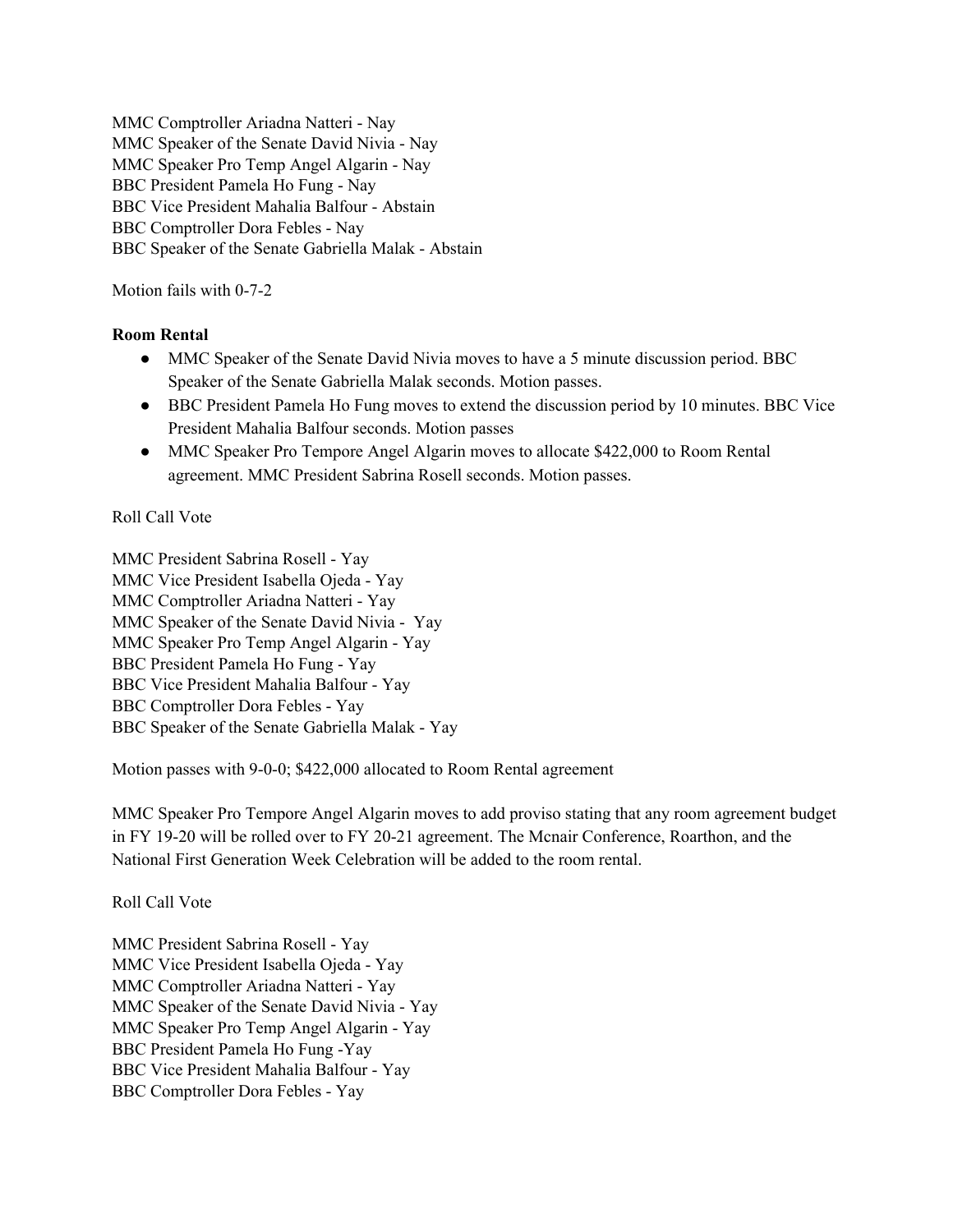MMC Comptroller Ariadna Natteri - Nay
MMC Speaker of the Senate David Nivia - Nay
MMC Speaker Pro Temp Angel Algarin - Nay
BBC President Pamela Ho Fung - Nay
BBC Vice President Mahalia Balfour - Abstain
BBC Comptroller Dora Febles - Nay
BBC Speaker of the Senate Gabriella Malak - Abstain

Motion fails with 0-7-2

**Room Rental**

- MMC Speaker of the Senate David Nivia moves to have a 5 minute discussion period. BBC Speaker of the Senate Gabriella Malak seconds. Motion passes.
- BBC President Pamela Ho Fung moves to extend the discussion period by 10 minutes. BBC Vice President Mahalia Balfour seconds. Motion passes
- MMC Speaker Pro Tempore Angel Algarin moves to allocate $422,000 to Room Rental agreement. MMC President Sabrina Rosell seconds. Motion passes.

Roll Call Vote

MMC President Sabrina Rosell - Yay
MMC Vice President Isabella Ojeda - Yay
MMC Comptroller Ariadna Natteri - Yay
MMC Speaker of the Senate David Nivia - Yay
MMC Speaker Pro Temp Angel Algarin - Yay
BBC President Pamela Ho Fung - Yay
BBC Vice President Mahalia Balfour - Yay
BBC Comptroller Dora Febles - Yay
BBC Speaker of the Senate Gabriella Malak - Yay

Motion passes with 9-0-0; $422,000 allocated to Room Rental agreement

MMC Speaker Pro Tempore Angel Algarin moves to add proviso stating that any room agreement budget in FY 19-20 will be rolled over to FY 20-21 agreement. The Mcnair Conference, Roarthon, and the National First Generation Week Celebration will be added to the room rental.

Roll Call Vote

MMC President Sabrina Rosell - Yay
MMC Vice President Isabella Ojeda - Yay
MMC Comptroller Ariadna Natteri - Yay
MMC Speaker of the Senate David Nivia - Yay
MMC Speaker Pro Temp Angel Algarin - Yay
BBC President Pamela Ho Fung -Yay
BBC Vice President Mahalia Balfour - Yay
BBC Comptroller Dora Febles - Yay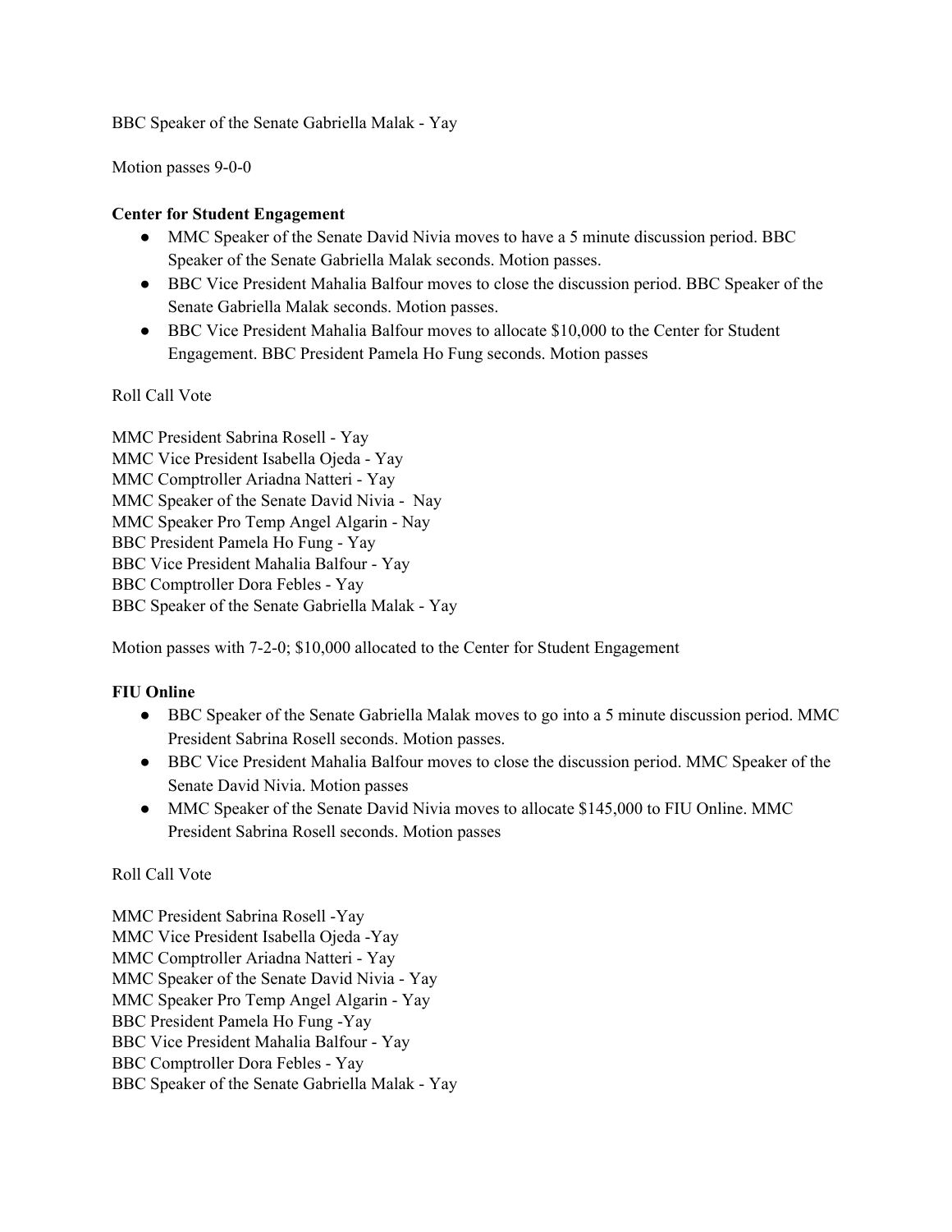BBC Speaker of the Senate Gabriella Malak - Yay

Motion passes 9-0-0

**Center for Student Engagement**

- MMC Speaker of the Senate David Nivia moves to have a 5 minute discussion period. BBC Speaker of the Senate Gabriella Malak seconds. Motion passes.
- BBC Vice President Mahalia Balfour moves to close the discussion period. BBC Speaker of the Senate Gabriella Malak seconds. Motion passes.
- BBC Vice President Mahalia Balfour moves to allocate $10,000 to the Center for Student Engagement. BBC President Pamela Ho Fung seconds. Motion passes

Roll Call Vote

MMC President Sabrina Rosell - Yay
MMC Vice President Isabella Ojeda - Yay
MMC Comptroller Ariadna Natteri - Yay
MMC Speaker of the Senate David Nivia - Nay
MMC Speaker Pro Temp Angel Algarin - Nay
BBC President Pamela Ho Fung - Yay
BBC Vice President Mahalia Balfour - Yay
BBC Comptroller Dora Febles - Yay
BBC Speaker of the Senate Gabriella Malak - Yay

Motion passes with 7-2-0; $10,000 allocated to the Center for Student Engagement

**FIU Online**

- BBC Speaker of the Senate Gabriella Malak moves to go into a 5 minute discussion period. MMC President Sabrina Rosell seconds. Motion passes.
- BBC Vice President Mahalia Balfour moves to close the discussion period. MMC Speaker of the Senate David Nivia. Motion passes
- MMC Speaker of the Senate David Nivia moves to allocate $145,000 to FIU Online. MMC President Sabrina Rosell seconds. Motion passes

Roll Call Vote

MMC President Sabrina Rosell -Yay
MMC Vice President Isabella Ojeda -Yay
MMC Comptroller Ariadna Natteri - Yay
MMC Speaker of the Senate David Nivia - Yay
MMC Speaker Pro Temp Angel Algarin - Yay
BBC President Pamela Ho Fung -Yay
BBC Vice President Mahalia Balfour - Yay
BBC Comptroller Dora Febles - Yay
BBC Speaker of the Senate Gabriella Malak - Yay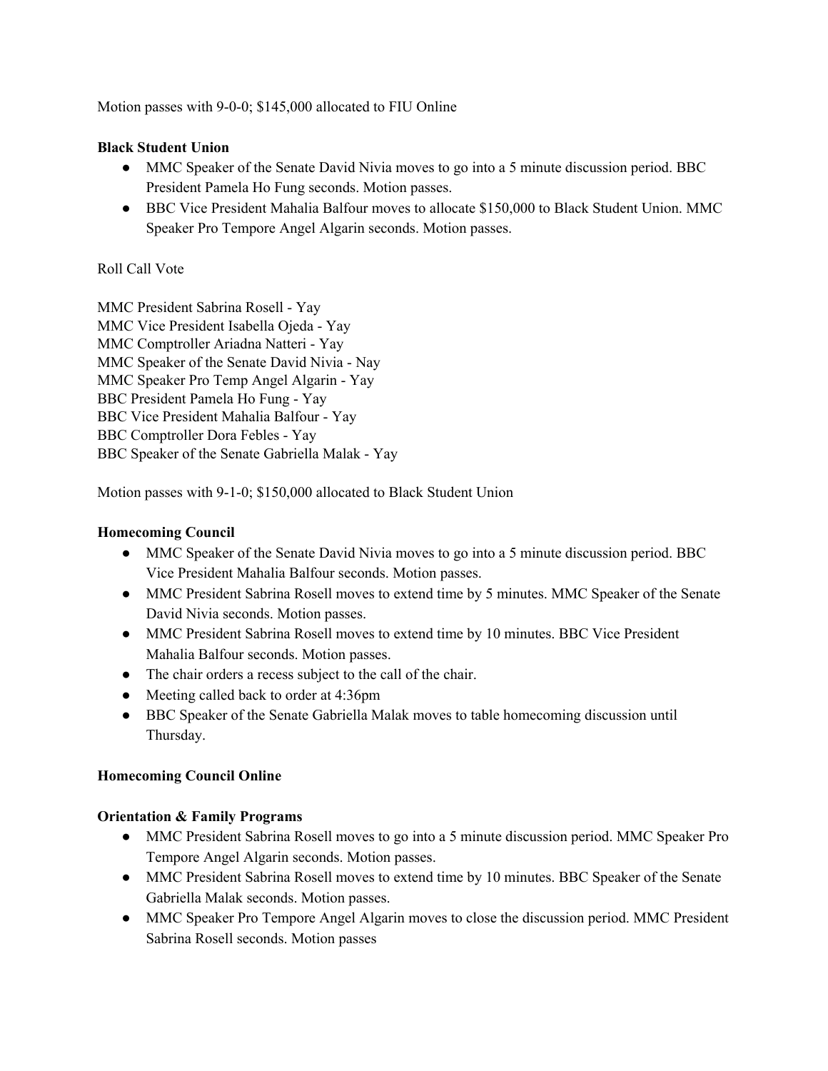Motion passes with 9-0-0; $145,000 allocated to FIU Online

**Black Student Union**

- MMC Speaker of the Senate David Nivia moves to go into a 5 minute discussion period. BBC President Pamela Ho Fung seconds. Motion passes.
- BBC Vice President Mahalia Balfour moves to allocate $150,000 to Black Student Union. MMC Speaker Pro Tempore Angel Algarin seconds. Motion passes.

Roll Call Vote

MMC President Sabrina Rosell - Yay
MMC Vice President Isabella Ojeda - Yay
MMC Comptroller Ariadna Natteri - Yay
MMC Speaker of the Senate David Nivia - Nay
MMC Speaker Pro Temp Angel Algarin - Yay
BBC President Pamela Ho Fung - Yay
BBC Vice President Mahalia Balfour - Yay
BBC Comptroller Dora Febles - Yay
BBC Speaker of the Senate Gabriella Malak - Yay

Motion passes with 9-1-0; $150,000 allocated to Black Student Union

**Homecoming Council**

- MMC Speaker of the Senate David Nivia moves to go into a 5 minute discussion period. BBC Vice President Mahalia Balfour seconds. Motion passes.
- MMC President Sabrina Rosell moves to extend time by 5 minutes. MMC Speaker of the Senate David Nivia seconds. Motion passes.
- MMC President Sabrina Rosell moves to extend time by 10 minutes. BBC Vice President Mahalia Balfour seconds. Motion passes.
- The chair orders a recess subject to the call of the chair.
- Meeting called back to order at 4:36pm
- BBC Speaker of the Senate Gabriella Malak moves to table homecoming discussion until Thursday.

**Homecoming Council Online**

**Orientation & Family Programs**

- MMC President Sabrina Rosell moves to go into a 5 minute discussion period. MMC Speaker Pro Tempore Angel Algarin seconds. Motion passes.
- MMC President Sabrina Rosell moves to extend time by 10 minutes. BBC Speaker of the Senate Gabriella Malak seconds. Motion passes.
- MMC Speaker Pro Tempore Angel Algarin moves to close the discussion period. MMC President Sabrina Rosell seconds. Motion passes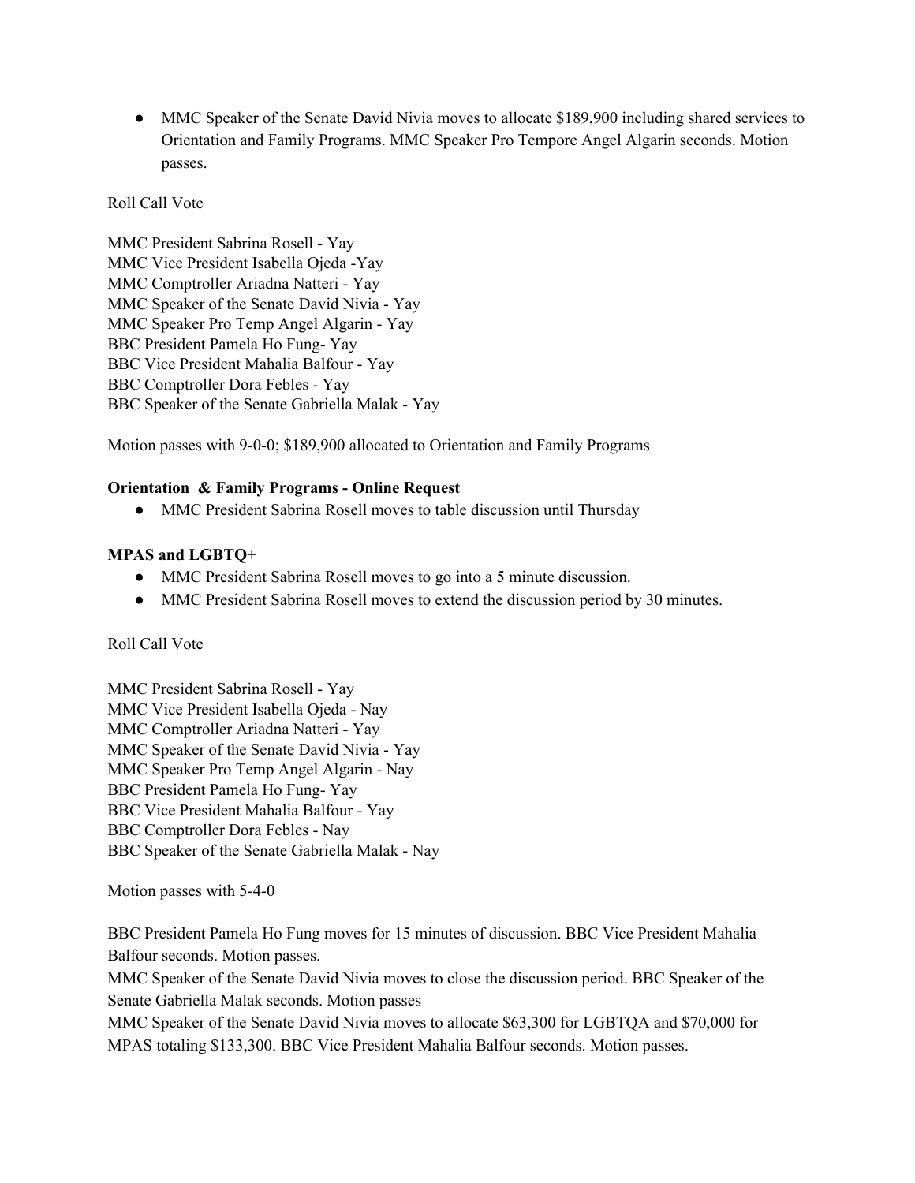- MMC Speaker of the Senate David Nivia moves to allocate $189,900 including shared services to Orientation and Family Programs. MMC Speaker Pro Tempore Angel Algarin seconds. Motion passes.

Roll Call Vote

MMC President Sabrina Rosell - Yay
MMC Vice President Isabella Ojeda -Yay
MMC Comptroller Ariadna Natteri - Yay
MMC Speaker of the Senate David Nivia - Yay
MMC Speaker Pro Temp Angel Algarin - Yay
BBC President Pamela Ho Fung- Yay
BBC Vice President Mahalia Balfour - Yay
BBC Comptroller Dora Febles - Yay
BBC Speaker of the Senate Gabriella Malak - Yay

Motion passes with 9-0-0; $189,900 allocated to Orientation and Family Programs

**Orientation & Family Programs - Online Request**

- MMC President Sabrina Rosell moves to table discussion until Thursday

**MPAS and LGBTQ+**

- MMC President Sabrina Rosell moves to go into a 5 minute discussion.
- MMC President Sabrina Rosell moves to extend the discussion period by 30 minutes.

Roll Call Vote

MMC President Sabrina Rosell - Yay
MMC Vice President Isabella Ojeda - Nay
MMC Comptroller Ariadna Natteri - Yay
MMC Speaker of the Senate David Nivia - Yay
MMC Speaker Pro Temp Angel Algarin - Nay
BBC President Pamela Ho Fung- Yay
BBC Vice President Mahalia Balfour - Yay
BBC Comptroller Dora Febles - Nay
BBC Speaker of the Senate Gabriella Malak - Nay

Motion passes with 5-4-0

BBC President Pamela Ho Fung moves for 15 minutes of discussion. BBC Vice President Mahalia Balfour seconds. Motion passes.
MMC Speaker of the Senate David Nivia moves to close the discussion period. BBC Speaker of the Senate Gabriella Malak seconds. Motion passes
MMC Speaker of the Senate David Nivia moves to allocate $63,300 for LGBTQA and $70,000 for MPAS totaling $133,300. BBC Vice President Mahalia Balfour seconds. Motion passes.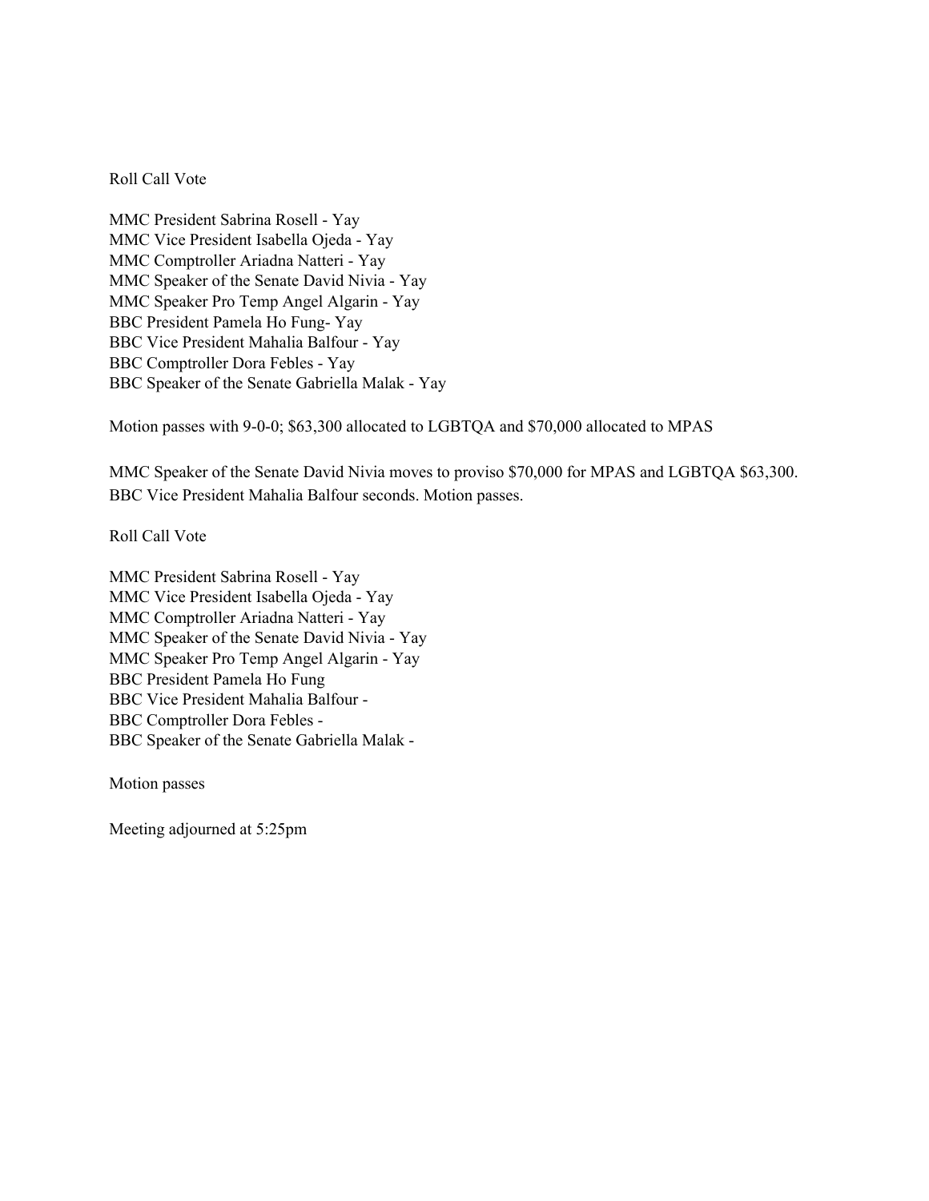Roll Call Vote

MMC President Sabrina Rosell - Yay
MMC Vice President Isabella Ojeda - Yay
MMC Comptroller Ariadna Natteri - Yay
MMC Speaker of the Senate David Nivia - Yay
MMC Speaker Pro Temp Angel Algarin - Yay
BBC President Pamela Ho Fung- Yay
BBC Vice President Mahalia Balfour - Yay
BBC Comptroller Dora Febles - Yay
BBC Speaker of the Senate Gabriella Malak - Yay

Motion passes with 9-0-0; $63,300 allocated to LGBTQA and $70,000 allocated to MPAS

MMC Speaker of the Senate David Nivia moves to proviso $70,000 for MPAS and LGBTQA $63,300. BBC Vice President Mahalia Balfour seconds. Motion passes.

Roll Call Vote

MMC President Sabrina Rosell - Yay
MMC Vice President Isabella Ojeda - Yay
MMC Comptroller Ariadna Natteri - Yay
MMC Speaker of the Senate David Nivia - Yay
MMC Speaker Pro Temp Angel Algarin - Yay
BBC President Pamela Ho Fung
BBC Vice President Mahalia Balfour -
BBC Comptroller Dora Febles -
BBC Speaker of the Senate Gabriella Malak -

Motion passes

Meeting adjourned at 5:25pm